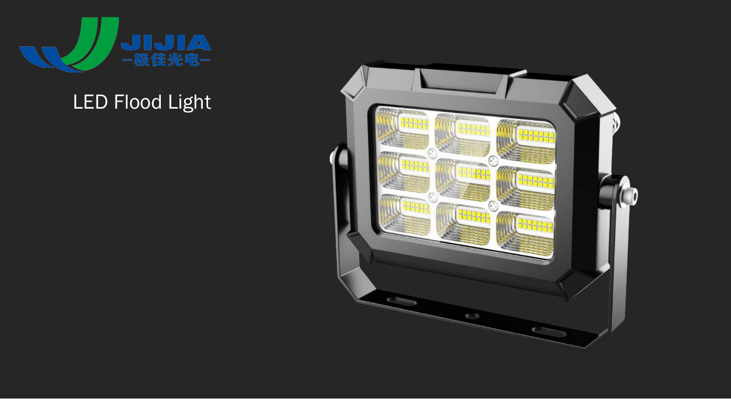JIJIA

—极佳光电—

# LED Flood Light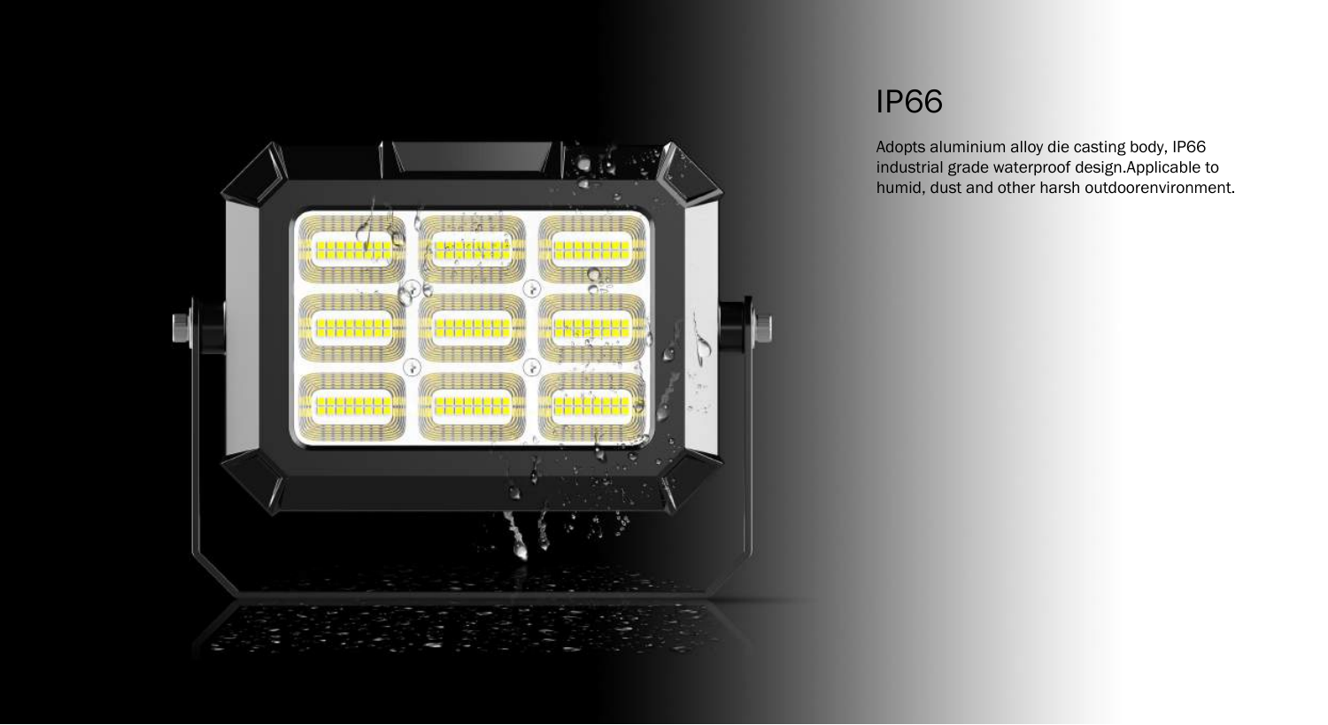# IP66

Adopts aluminium alloy die casting body, IP66 industrial grade waterproof design.Applicable to humid, dust and other harsh outdoorenvironment.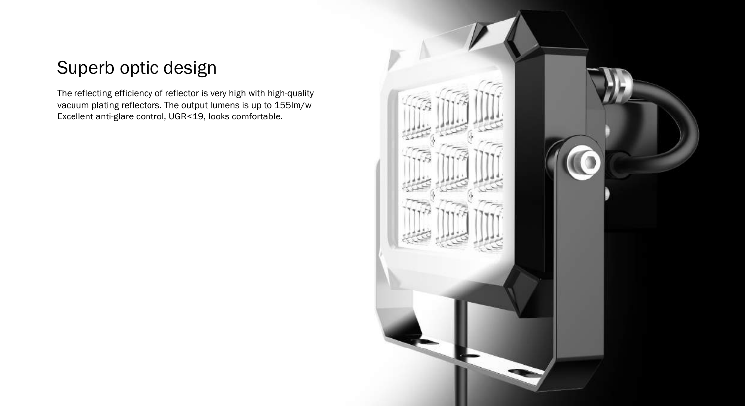# Superb optic design

The reflecting efficiency of reflector is very high with high-quality vacuum plating reflectors. The output lumens is up to 155lm/w Excellent anti-glare control, UGR<19, looks comfortable.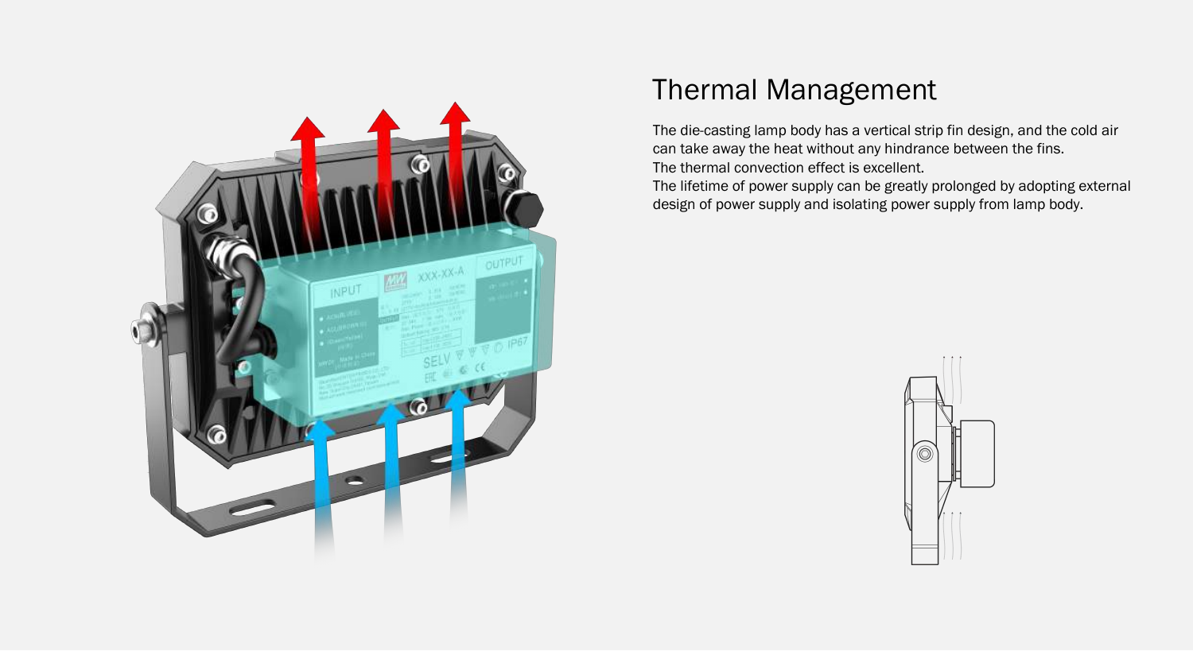# Thermal Management

The die-casting lamp body has a vertical strip fin design, and the cold air can take away the heat without any hindrance between the fins.
The thermal convection effect is excellent.
The lifetime of power supply can be greatly prolonged by adopting external design of power supply and isolating power supply from lamp body.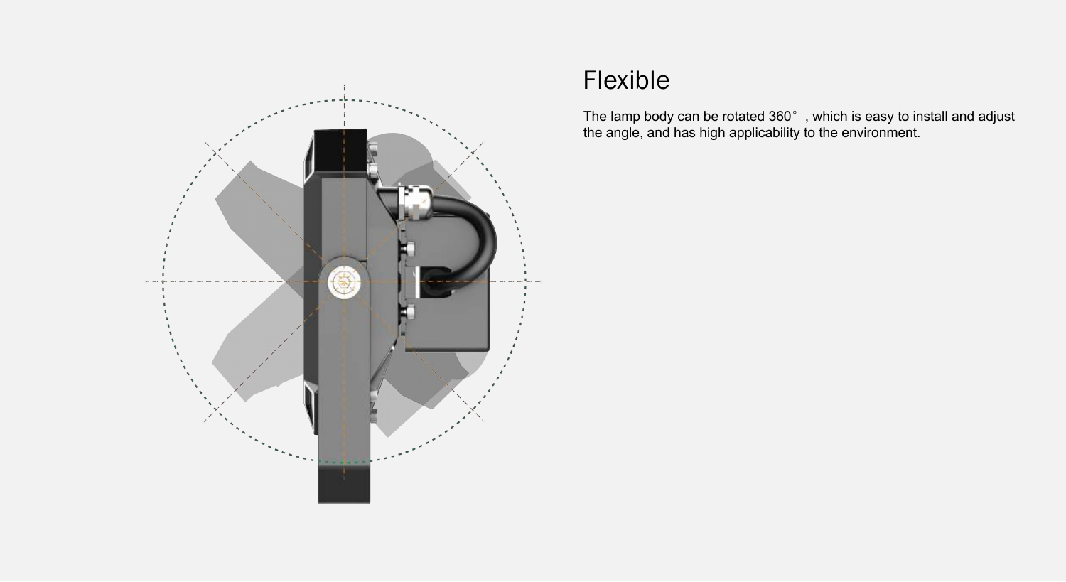# Flexible

The lamp body can be rotated 360° , which is easy to install and adjust the angle, and has high applicability to the environment.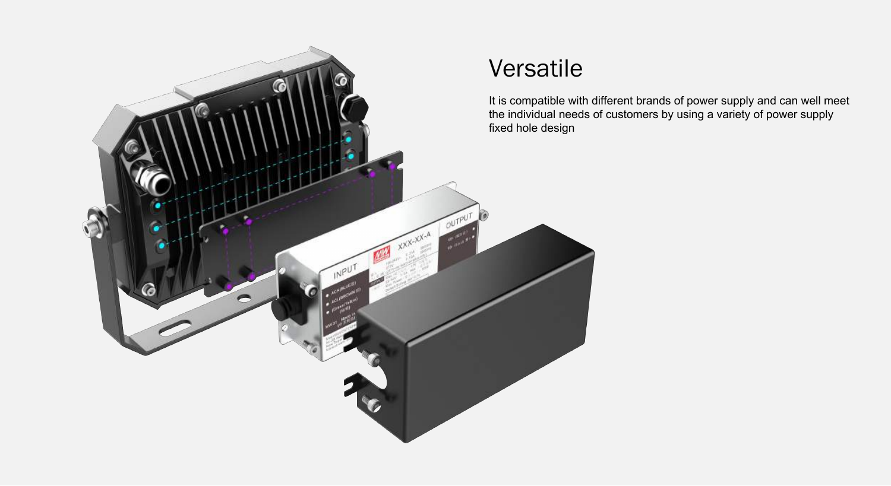# Versatile

It is compatible with different brands of power supply and can well meet the individual needs of customers by using a variety of power supply fixed hole design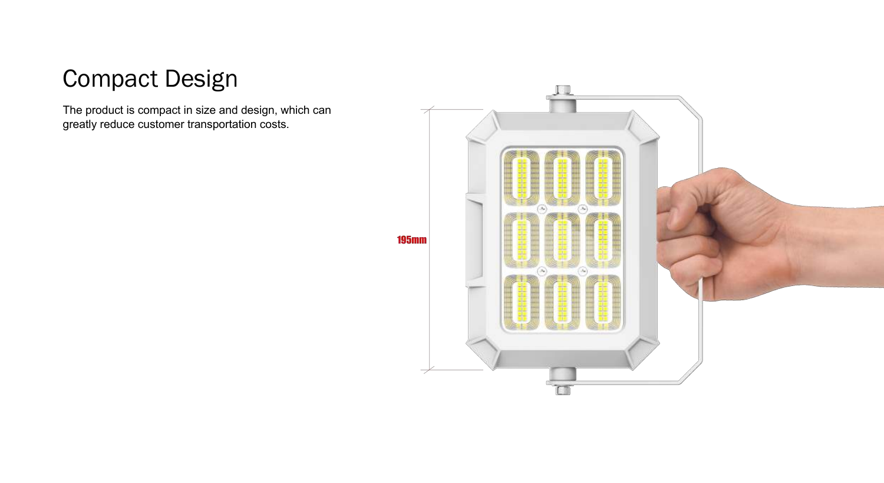# Compact Design

The product is compact in size and design, which can greatly reduce customer transportation costs.

195mm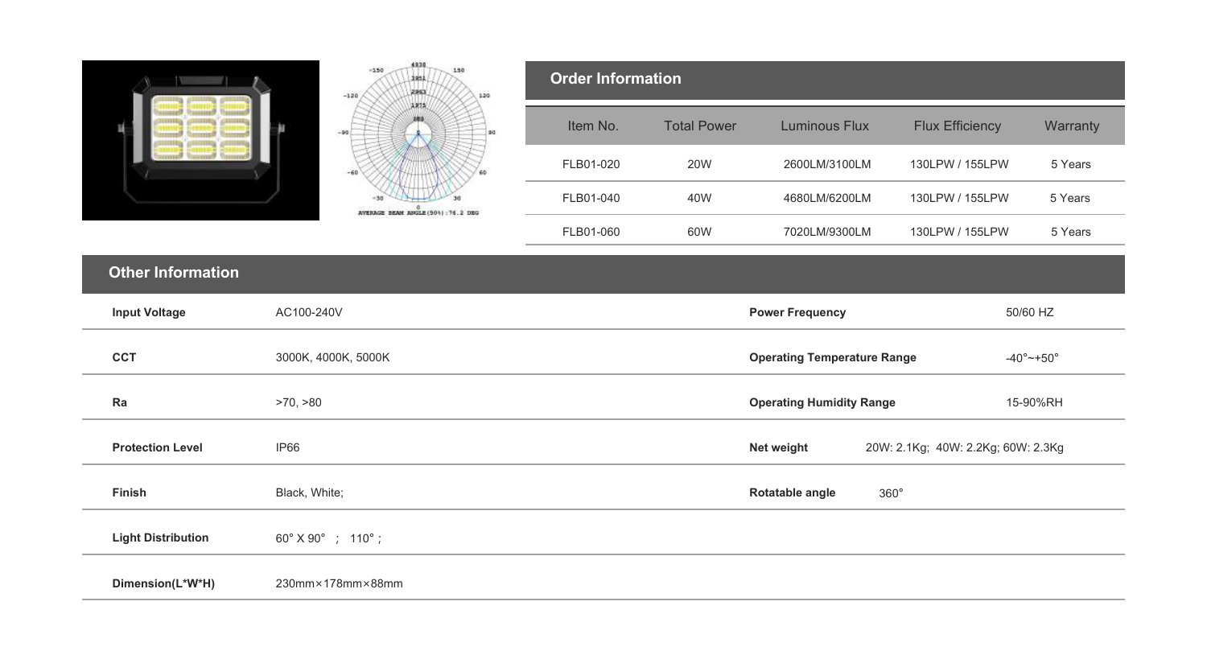## Order Information

| Item No. | Total Power | Luminous Flux | Flux Efficiency | Warranty |
|---|---|---|---|---|
| FLB01-020 | 20W | 2600LM/3100LM | 130LPW / 155LPW | 5 Years |
| FLB01-040 | 40W | 4680LM/6200LM | 130LPW / 155LPW | 5 Years |
| FLB01-060 | 60W | 7020LM/9300LM | 130LPW / 155LPW | 5 Years |

## Other Information

| | | | |
|---|---|---|---|
| **Input Voltage** | AC100-240V | **Power Frequency** | 50/60 HZ |
| **CCT** | 3000K, 4000K, 5000K | **Operating Temperature Range** | -40°~+50° |
| **Ra** | >70, >80 | **Operating Humidity Range** | 15-90%RH |
| **Protection Level** | IP66 | **Net weight** | 20W: 2.1Kg; 40W: 2.2Kg; 60W: 2.3Kg |
| **Finish** | Black, White; | **Rotatable angle** | 360° |
| **Light Distribution** | 60° X 90° ; 110° ; | | |
| **Dimension(L*W*H)** | 230mm×178mm×88mm | | |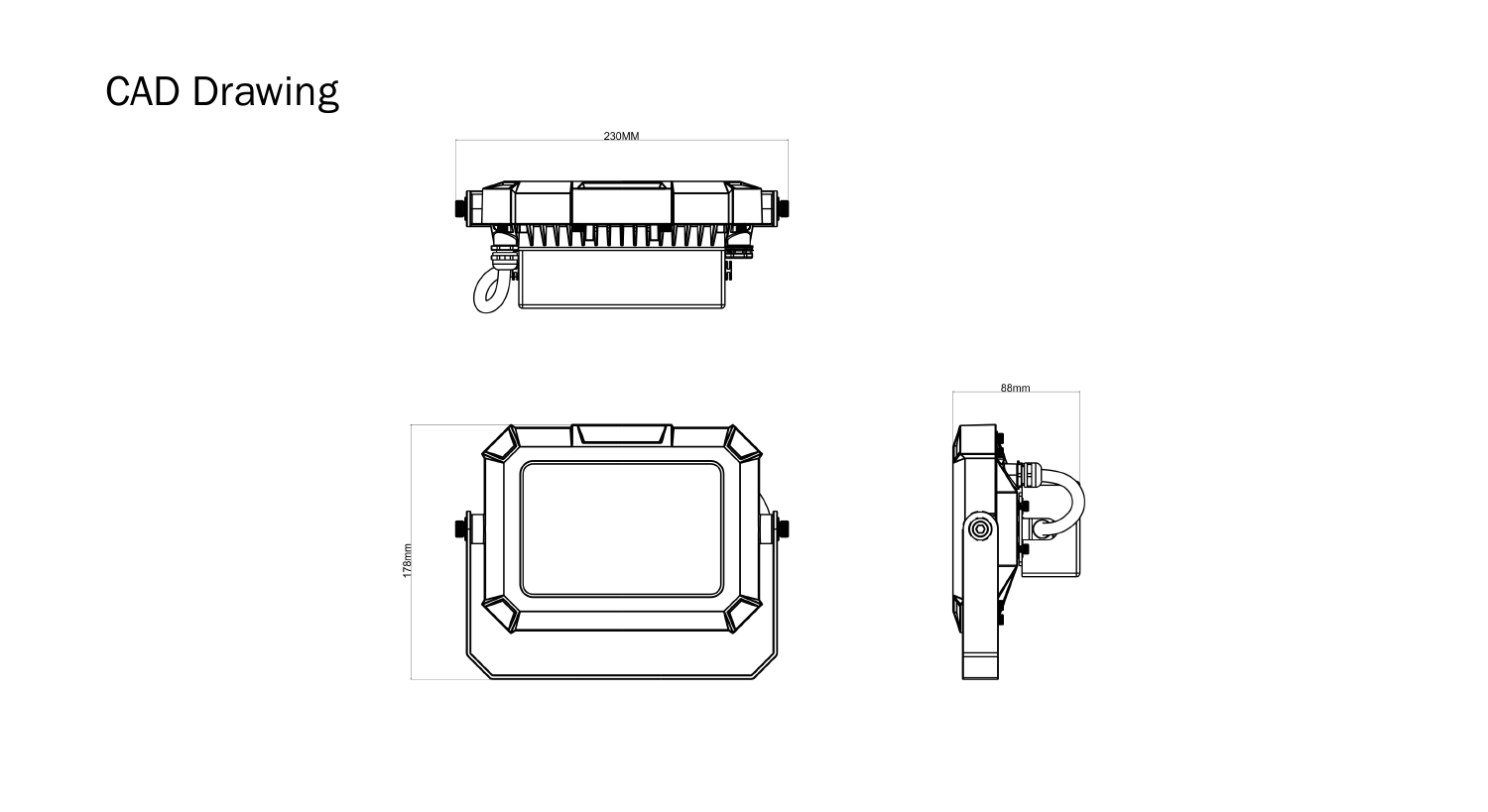# CAD Drawing

230MM

88mm

178mm